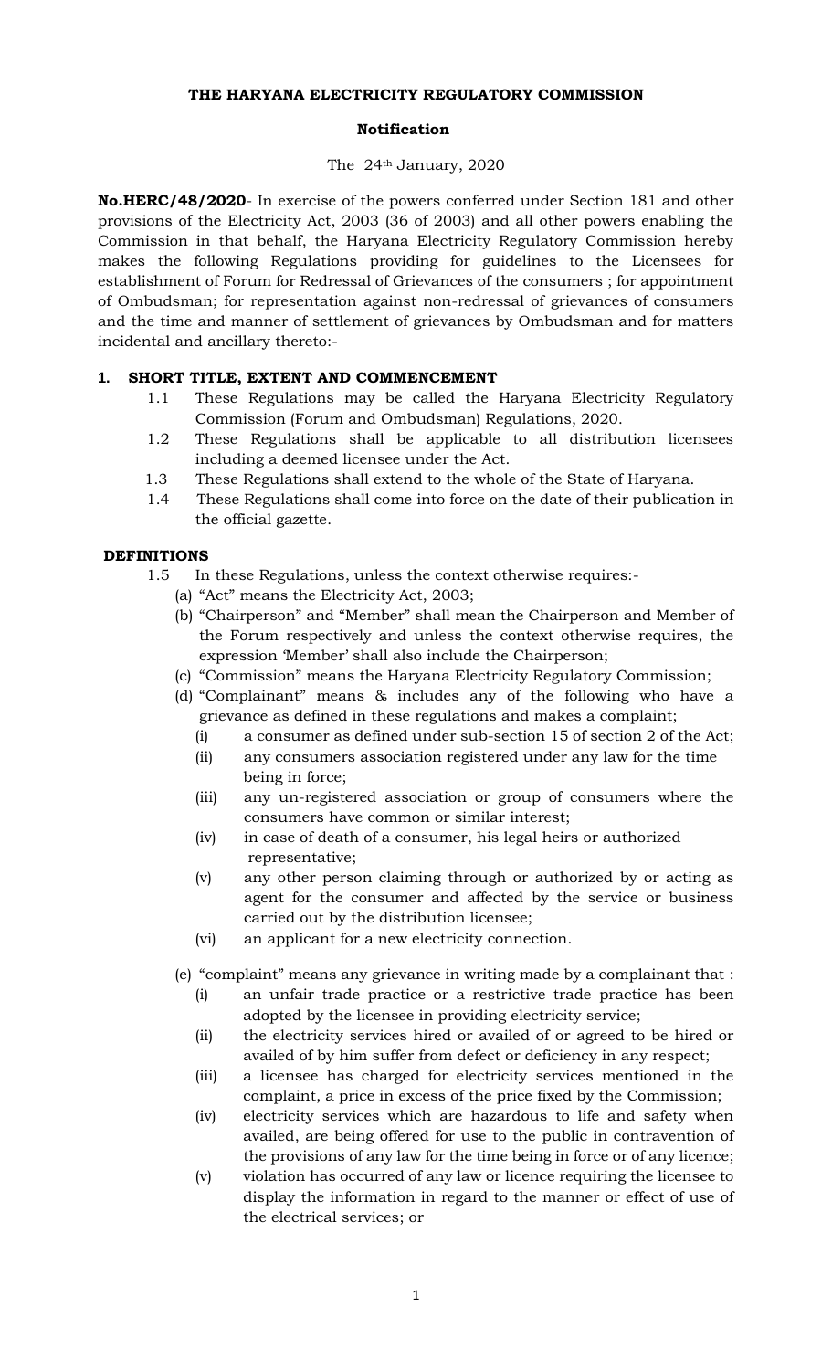**THE HARYANA ELECTRICITY REGULATORY COMMISSION**

**Notification**

The 24th January, 2020

**No.HERC/48/2020**- In exercise of the powers conferred under Section 181 and other provisions of the Electricity Act, 2003 (36 of 2003) and all other powers enabling the Commission in that behalf, the Haryana Electricity Regulatory Commission hereby makes the following Regulations providing for guidelines to the Licensees for establishment of Forum for Redressal of Grievances of the consumers ; for appointment of Ombudsman; for representation against non-redressal of grievances of consumers and the time and manner of settlement of grievances by Ombudsman and for matters incidental and ancillary thereto:-

## 1. SHORT TITLE, EXTENT AND COMMENCEMENT

1.1 These Regulations may be called the Haryana Electricity Regulatory Commission (Forum and Ombudsman) Regulations, 2020.

1.2 These Regulations shall be applicable to all distribution licensees including a deemed licensee under the Act.

1.3 These Regulations shall extend to the whole of the State of Haryana.

1.4 These Regulations shall come into force on the date of their publication in the official gazette.

## DEFINITIONS

1.5 In these Regulations, unless the context otherwise requires:-

(a) "Act" means the Electricity Act, 2003;

(b) "Chairperson" and "Member" shall mean the Chairperson and Member of the Forum respectively and unless the context otherwise requires, the expression 'Member' shall also include the Chairperson;

(c) "Commission" means the Haryana Electricity Regulatory Commission;

(d) "Complainant" means & includes any of the following who have a grievance as defined in these regulations and makes a complaint;

(i) a consumer as defined under sub-section 15 of section 2 of the Act;

(ii) any consumers association registered under any law for the time being in force;

(iii) any un-registered association or group of consumers where the consumers have common or similar interest;

(iv) in case of death of a consumer, his legal heirs or authorized representative;

(v) any other person claiming through or authorized by or acting as agent for the consumer and affected by the service or business carried out by the distribution licensee;

(vi) an applicant for a new electricity connection.

(e) "complaint" means any grievance in writing made by a complainant that :

(i) an unfair trade practice or a restrictive trade practice has been adopted by the licensee in providing electricity service;

(ii) the electricity services hired or availed of or agreed to be hired or availed of by him suffer from defect or deficiency in any respect;

(iii) a licensee has charged for electricity services mentioned in the complaint, a price in excess of the price fixed by the Commission;

(iv) electricity services which are hazardous to life and safety when availed, are being offered for use to the public in contravention of the provisions of any law for the time being in force or of any licence;

(v) violation has occurred of any law or licence requiring the licensee to display the information in regard to the manner or effect of use of the electrical services; or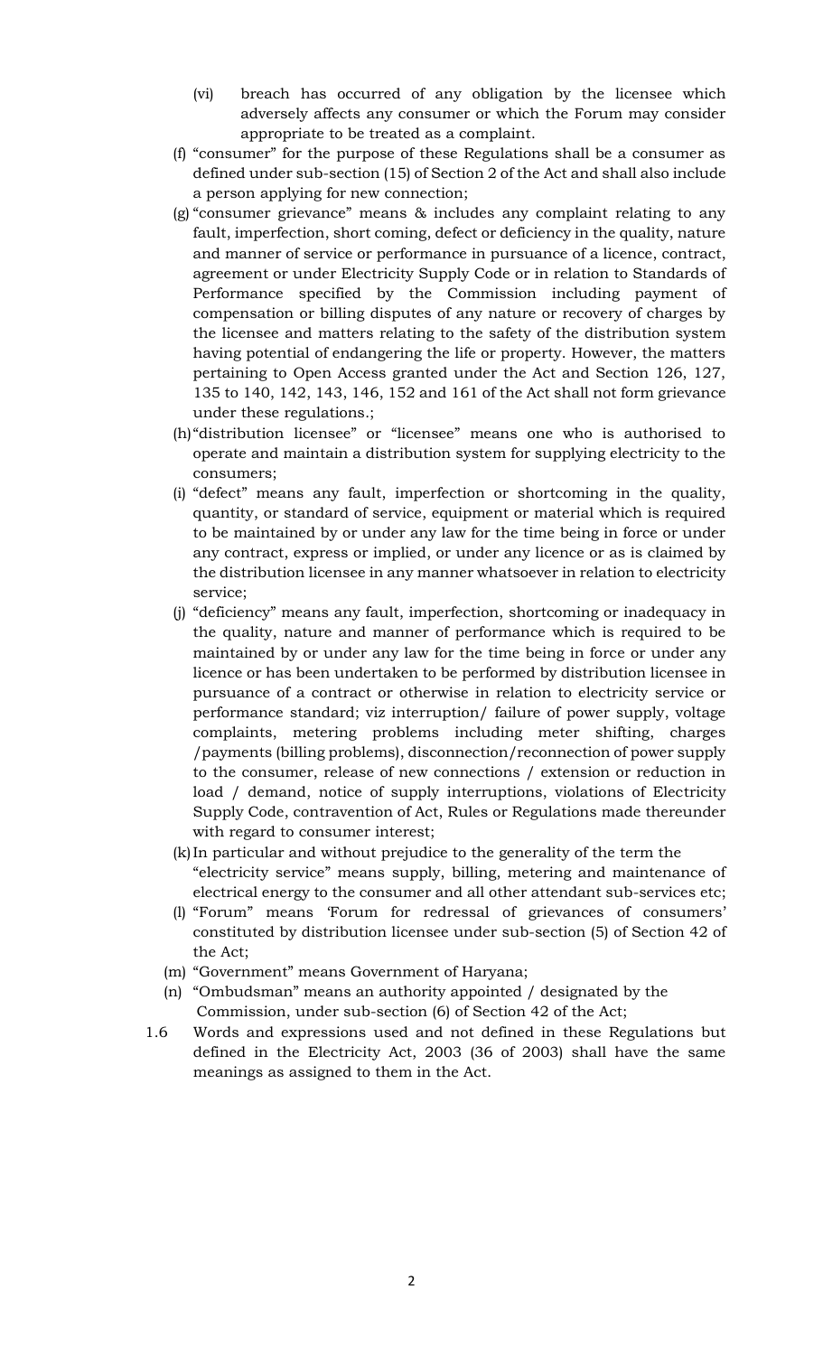(vi) breach has occurred of any obligation by the licensee which adversely affects any consumer or which the Forum may consider appropriate to be treated as a complaint.

(f) "consumer" for the purpose of these Regulations shall be a consumer as defined under sub-section (15) of Section 2 of the Act and shall also include a person applying for new connection;

(g) "consumer grievance" means & includes any complaint relating to any fault, imperfection, short coming, defect or deficiency in the quality, nature and manner of service or performance in pursuance of a licence, contract, agreement or under Electricity Supply Code or in relation to Standards of Performance specified by the Commission including payment of compensation or billing disputes of any nature or recovery of charges by the licensee and matters relating to the safety of the distribution system having potential of endangering the life or property. However, the matters pertaining to Open Access granted under the Act and Section 126, 127, 135 to 140, 142, 143, 146, 152 and 161 of the Act shall not form grievance under these regulations.;

(h) "distribution licensee" or "licensee" means one who is authorised to operate and maintain a distribution system for supplying electricity to the consumers;

(i) "defect" means any fault, imperfection or shortcoming in the quality, quantity, or standard of service, equipment or material which is required to be maintained by or under any law for the time being in force or under any contract, express or implied, or under any licence or as is claimed by the distribution licensee in any manner whatsoever in relation to electricity service;

(j) "deficiency" means any fault, imperfection, shortcoming or inadequacy in the quality, nature and manner of performance which is required to be maintained by or under any law for the time being in force or under any licence or has been undertaken to be performed by distribution licensee in pursuance of a contract or otherwise in relation to electricity service or performance standard; viz interruption/ failure of power supply, voltage complaints, metering problems including meter shifting, charges /payments (billing problems), disconnection/reconnection of power supply to the consumer, release of new connections / extension or reduction in load / demand, notice of supply interruptions, violations of Electricity Supply Code, contravention of Act, Rules or Regulations made thereunder with regard to consumer interest;

(k) In particular and without prejudice to the generality of the term the "electricity service" means supply, billing, metering and maintenance of electrical energy to the consumer and all other attendant sub-services etc;

(l) "Forum" means 'Forum for redressal of grievances of consumers' constituted by distribution licensee under sub-section (5) of Section 42 of the Act;

(m) "Government" means Government of Haryana;

(n) "Ombudsman" means an authority appointed / designated by the Commission, under sub-section (6) of Section 42 of the Act;

1.6 Words and expressions used and not defined in these Regulations but defined in the Electricity Act, 2003 (36 of 2003) shall have the same meanings as assigned to them in the Act.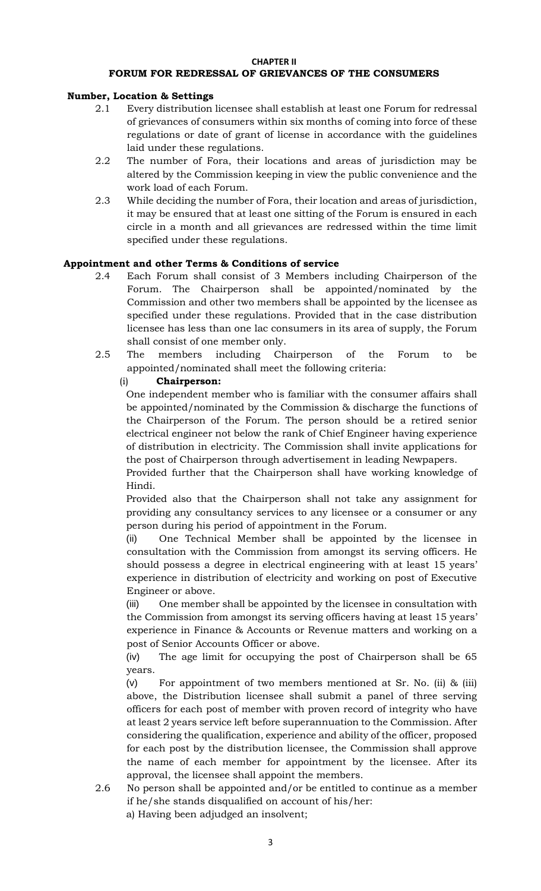## CHAPTER II

## FORUM FOR REDRESSAL OF GRIEVANCES OF THE CONSUMERS

### Number, Location & Settings

2.1 Every distribution licensee shall establish at least one Forum for redressal of grievances of consumers within six months of coming into force of these regulations or date of grant of license in accordance with the guidelines laid under these regulations.

2.2 The number of Fora, their locations and areas of jurisdiction may be altered by the Commission keeping in view the public convenience and the work load of each Forum.

2.3 While deciding the number of Fora, their location and areas of jurisdiction, it may be ensured that at least one sitting of the Forum is ensured in each circle in a month and all grievances are redressed within the time limit specified under these regulations.

### Appointment and other Terms & Conditions of service

2.4 Each Forum shall consist of 3 Members including Chairperson of the Forum. The Chairperson shall be appointed/nominated by the Commission and other two members shall be appointed by the licensee as specified under these regulations. Provided that in the case distribution licensee has less than one lac consumers in its area of supply, the Forum shall consist of one member only.

2.5 The members including Chairperson of the Forum to be appointed/nominated shall meet the following criteria:

(i) **Chairperson:**

One independent member who is familiar with the consumer affairs shall be appointed/nominated by the Commission & discharge the functions of the Chairperson of the Forum. The person should be a retired senior electrical engineer not below the rank of Chief Engineer having experience of distribution in electricity. The Commission shall invite applications for the post of Chairperson through advertisement in leading Newpapers.

Provided further that the Chairperson shall have working knowledge of Hindi.

Provided also that the Chairperson shall not take any assignment for providing any consultancy services to any licensee or a consumer or any person during his period of appointment in the Forum.

(ii) One Technical Member shall be appointed by the licensee in consultation with the Commission from amongst its serving officers. He should possess a degree in electrical engineering with at least 15 years' experience in distribution of electricity and working on post of Executive Engineer or above.

(iii) One member shall be appointed by the licensee in consultation with the Commission from amongst its serving officers having at least 15 years' experience in Finance & Accounts or Revenue matters and working on a post of Senior Accounts Officer or above.

(iv) The age limit for occupying the post of Chairperson shall be 65 years.

(v) For appointment of two members mentioned at Sr. No. (ii) & (iii) above, the Distribution licensee shall submit a panel of three serving officers for each post of member with proven record of integrity who have at least 2 years service left before superannuation to the Commission. After considering the qualification, experience and ability of the officer, proposed for each post by the distribution licensee, the Commission shall approve the name of each member for appointment by the licensee. After its approval, the licensee shall appoint the members.

2.6 No person shall be appointed and/or be entitled to continue as a member if he/she stands disqualified on account of his/her:

a) Having been adjudged an insolvent;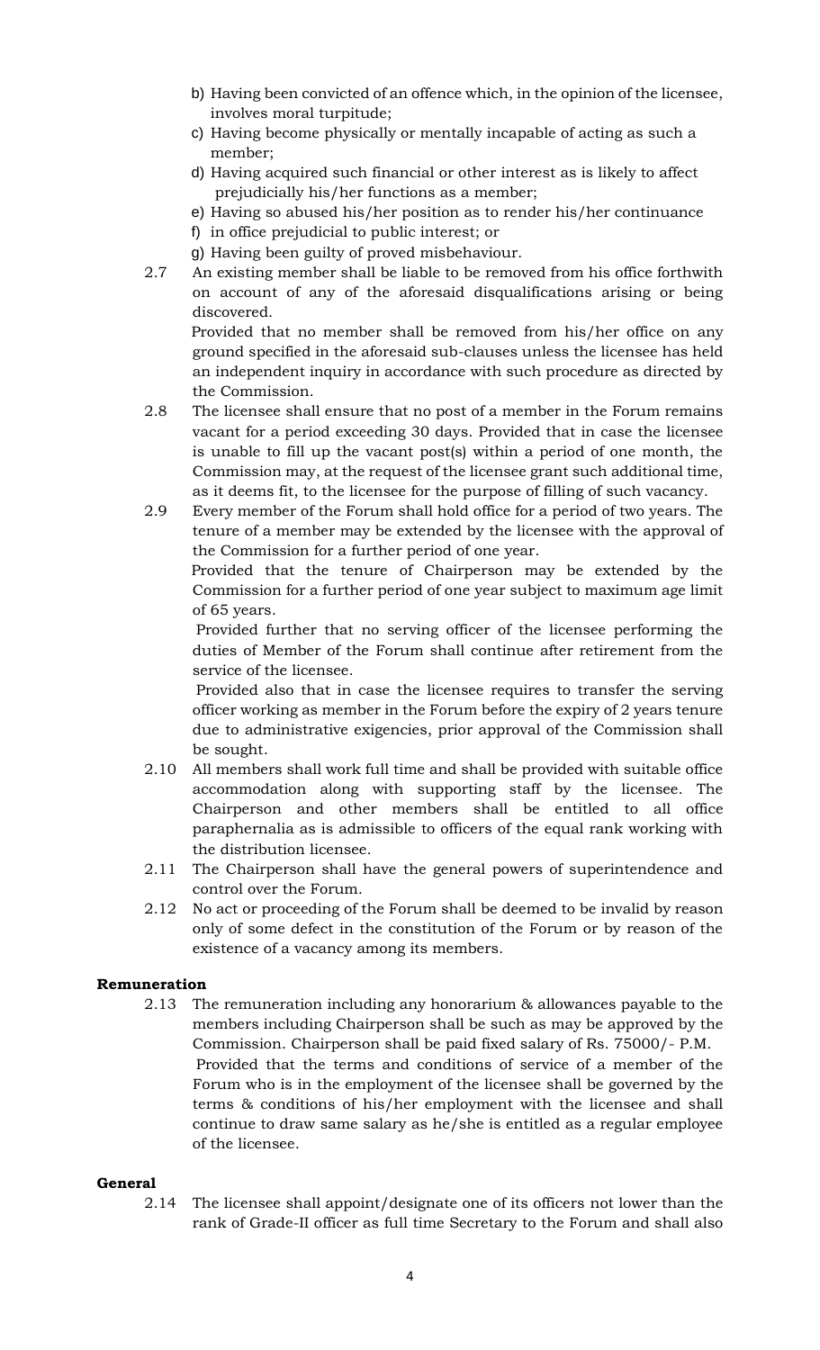b) Having been convicted of an offence which, in the opinion of the licensee, involves moral turpitude;
c) Having become physically or mentally incapable of acting as such a member;
d) Having acquired such financial or other interest as is likely to affect prejudicially his/her functions as a member;
e) Having so abused his/her position as to render his/her continuance
f) in office prejudicial to public interest; or
g) Having been guilty of proved misbehaviour.

2.7 An existing member shall be liable to be removed from his office forthwith on account of any of the aforesaid disqualifications arising or being discovered.

Provided that no member shall be removed from his/her office on any ground specified in the aforesaid sub-clauses unless the licensee has held an independent inquiry in accordance with such procedure as directed by the Commission.

2.8 The licensee shall ensure that no post of a member in the Forum remains vacant for a period exceeding 30 days. Provided that in case the licensee is unable to fill up the vacant post(s) within a period of one month, the Commission may, at the request of the licensee grant such additional time, as it deems fit, to the licensee for the purpose of filling of such vacancy.

2.9 Every member of the Forum shall hold office for a period of two years. The tenure of a member may be extended by the licensee with the approval of the Commission for a further period of one year.

Provided that the tenure of Chairperson may be extended by the Commission for a further period of one year subject to maximum age limit of 65 years.

Provided further that no serving officer of the licensee performing the duties of Member of the Forum shall continue after retirement from the service of the licensee.

Provided also that in case the licensee requires to transfer the serving officer working as member in the Forum before the expiry of 2 years tenure due to administrative exigencies, prior approval of the Commission shall be sought.

2.10 All members shall work full time and shall be provided with suitable office accommodation along with supporting staff by the licensee. The Chairperson and other members shall be entitled to all office paraphernalia as is admissible to officers of the equal rank working with the distribution licensee.

2.11 The Chairperson shall have the general powers of superintendence and control over the Forum.

2.12 No act or proceeding of the Forum shall be deemed to be invalid by reason only of some defect in the constitution of the Forum or by reason of the existence of a vacancy among its members.

**Remuneration**

2.13 The remuneration including any honorarium & allowances payable to the members including Chairperson shall be such as may be approved by the Commission. Chairperson shall be paid fixed salary of Rs. 75000/- P.M.

Provided that the terms and conditions of service of a member of the Forum who is in the employment of the licensee shall be governed by the terms & conditions of his/her employment with the licensee and shall continue to draw same salary as he/she is entitled as a regular employee of the licensee.

**General**

2.14 The licensee shall appoint/designate one of its officers not lower than the rank of Grade-II officer as full time Secretary to the Forum and shall also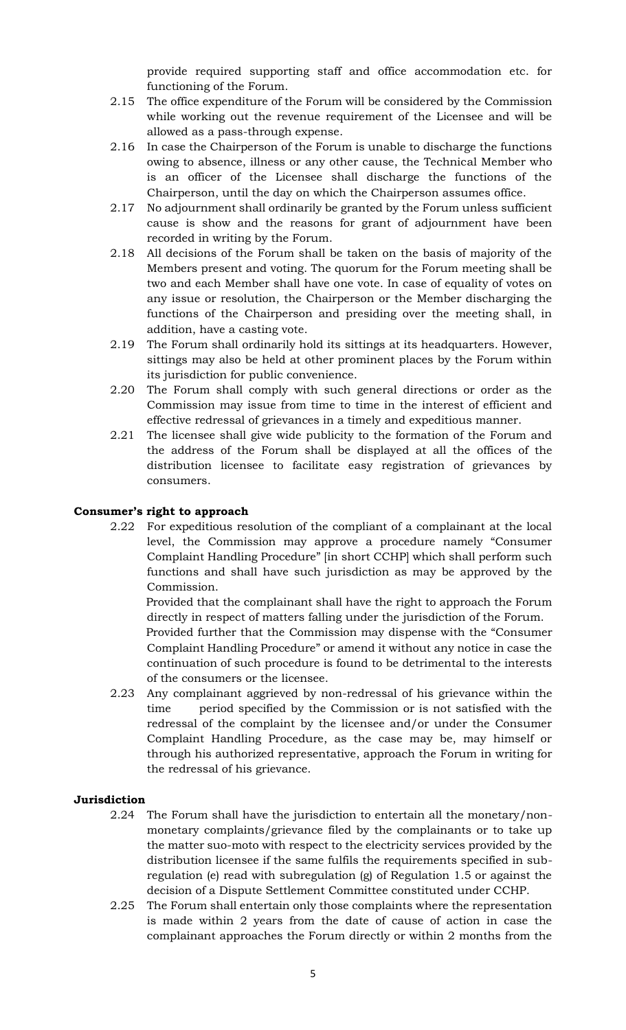provide required supporting staff and office accommodation etc. for functioning of the Forum.

2.15 The office expenditure of the Forum will be considered by the Commission while working out the revenue requirement of the Licensee and will be allowed as a pass-through expense.

2.16 In case the Chairperson of the Forum is unable to discharge the functions owing to absence, illness or any other cause, the Technical Member who is an officer of the Licensee shall discharge the functions of the Chairperson, until the day on which the Chairperson assumes office.

2.17 No adjournment shall ordinarily be granted by the Forum unless sufficient cause is show and the reasons for grant of adjournment have been recorded in writing by the Forum.

2.18 All decisions of the Forum shall be taken on the basis of majority of the Members present and voting. The quorum for the Forum meeting shall be two and each Member shall have one vote. In case of equality of votes on any issue or resolution, the Chairperson or the Member discharging the functions of the Chairperson and presiding over the meeting shall, in addition, have a casting vote.

2.19 The Forum shall ordinarily hold its sittings at its headquarters. However, sittings may also be held at other prominent places by the Forum within its jurisdiction for public convenience.

2.20 The Forum shall comply with such general directions or order as the Commission may issue from time to time in the interest of efficient and effective redressal of grievances in a timely and expeditious manner.

2.21 The licensee shall give wide publicity to the formation of the Forum and the address of the Forum shall be displayed at all the offices of the distribution licensee to facilitate easy registration of grievances by consumers.

**Consumer's right to approach**

2.22 For expeditious resolution of the compliant of a complainant at the local level, the Commission may approve a procedure namely "Consumer Complaint Handling Procedure" [in short CCHP] which shall perform such functions and shall have such jurisdiction as may be approved by the Commission.

Provided that the complainant shall have the right to approach the Forum directly in respect of matters falling under the jurisdiction of the Forum.

Provided further that the Commission may dispense with the "Consumer Complaint Handling Procedure" or amend it without any notice in case the continuation of such procedure is found to be detrimental to the interests of the consumers or the licensee.

2.23 Any complainant aggrieved by non-redressal of his grievance within the time period specified by the Commission or is not satisfied with the redressal of the complaint by the licensee and/or under the Consumer Complaint Handling Procedure, as the case may be, may himself or through his authorized representative, approach the Forum in writing for the redressal of his grievance.

**Jurisdiction**

2.24 The Forum shall have the jurisdiction to entertain all the monetary/non-monetary complaints/grievance filed by the complainants or to take up the matter suo-moto with respect to the electricity services provided by the distribution licensee if the same fulfils the requirements specified in sub-regulation (e) read with subregulation (g) of Regulation 1.5 or against the decision of a Dispute Settlement Committee constituted under CCHP.

2.25 The Forum shall entertain only those complaints where the representation is made within 2 years from the date of cause of action in case the complainant approaches the Forum directly or within 2 months from the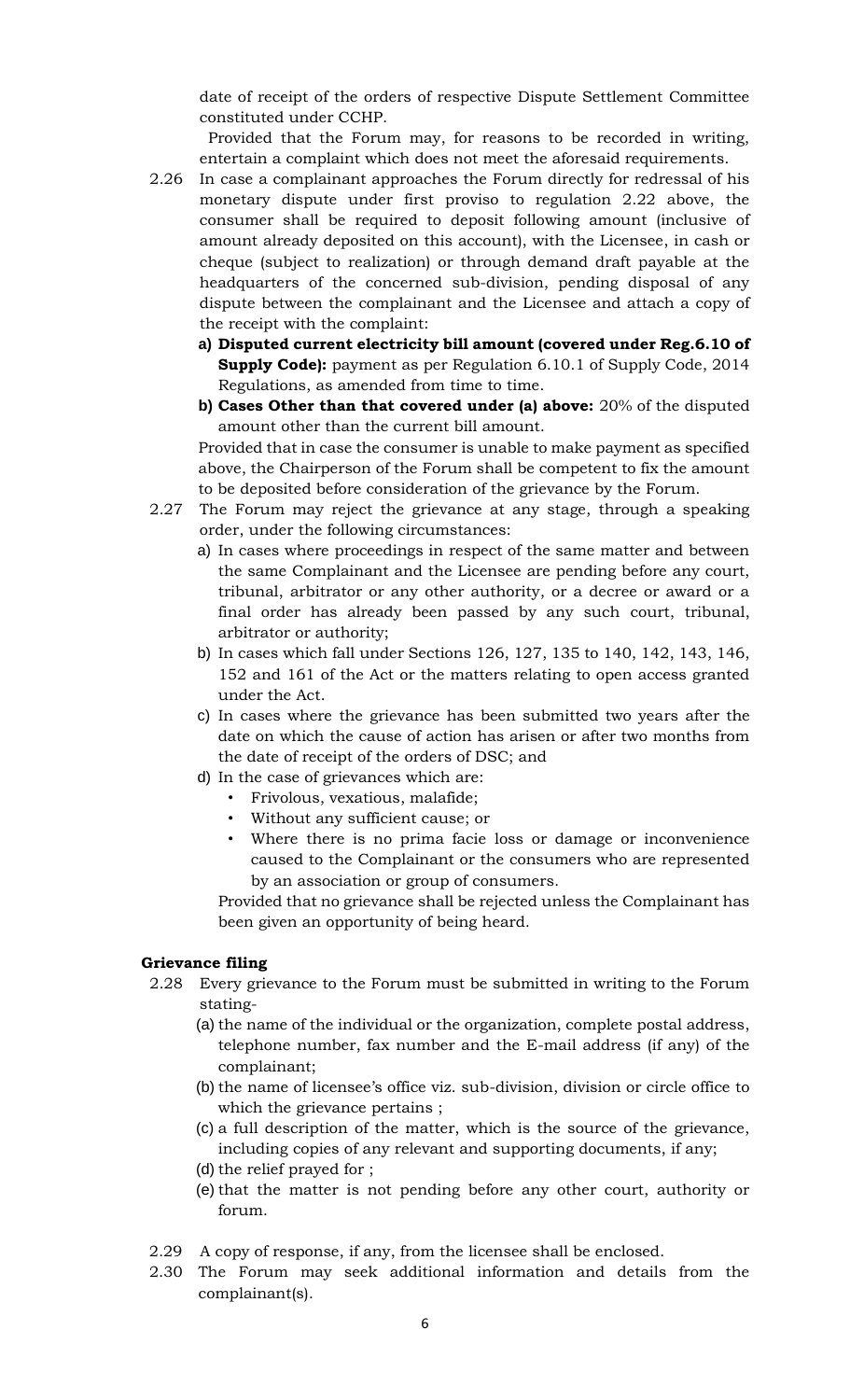date of receipt of the orders of respective Dispute Settlement Committee constituted under CCHP.

Provided that the Forum may, for reasons to be recorded in writing, entertain a complaint which does not meet the aforesaid requirements.

2.26 In case a complainant approaches the Forum directly for redressal of his monetary dispute under first proviso to regulation 2.22 above, the consumer shall be required to deposit following amount (inclusive of amount already deposited on this account), with the Licensee, in cash or cheque (subject to realization) or through demand draft payable at the headquarters of the concerned sub-division, pending disposal of any dispute between the complainant and the Licensee and attach a copy of the receipt with the complaint:

   a) **Disputed current electricity bill amount (covered under Reg.6.10 of Supply Code):** payment as per Regulation 6.10.1 of Supply Code, 2014 Regulations, as amended from time to time.

   b) **Cases Other than that covered under (a) above:** 20% of the disputed amount other than the current bill amount.

   Provided that in case the consumer is unable to make payment as specified above, the Chairperson of the Forum shall be competent to fix the amount to be deposited before consideration of the grievance by the Forum.

2.27 The Forum may reject the grievance at any stage, through a speaking order, under the following circumstances:

   a) In cases where proceedings in respect of the same matter and between the same Complainant and the Licensee are pending before any court, tribunal, arbitrator or any other authority, or a decree or award or a final order has already been passed by any such court, tribunal, arbitrator or authority;

   b) In cases which fall under Sections 126, 127, 135 to 140, 142, 143, 146, 152 and 161 of the Act or the matters relating to open access granted under the Act.

   c) In cases where the grievance has been submitted two years after the date on which the cause of action has arisen or after two months from the date of receipt of the orders of DSC; and

   d) In the case of grievances which are:
      - Frivolous, vexatious, malafide;
      - Without any sufficient cause; or
      - Where there is no prima facie loss or damage or inconvenience caused to the Complainant or the consumers who are represented by an association or group of consumers.

   Provided that no grievance shall be rejected unless the Complainant has been given an opportunity of being heard.

**Grievance filing**

2.28 Every grievance to the Forum must be submitted in writing to the Forum stating-

   (a) the name of the individual or the organization, complete postal address, telephone number, fax number and the E-mail address (if any) of the complainant;

   (b) the name of licensee's office viz. sub-division, division or circle office to which the grievance pertains ;

   (c) a full description of the matter, which is the source of the grievance, including copies of any relevant and supporting documents, if any;

   (d) the relief prayed for ;

   (e) that the matter is not pending before any other court, authority or forum.

2.29 A copy of response, if any, from the licensee shall be enclosed.

2.30 The Forum may seek additional information and details from the complainant(s).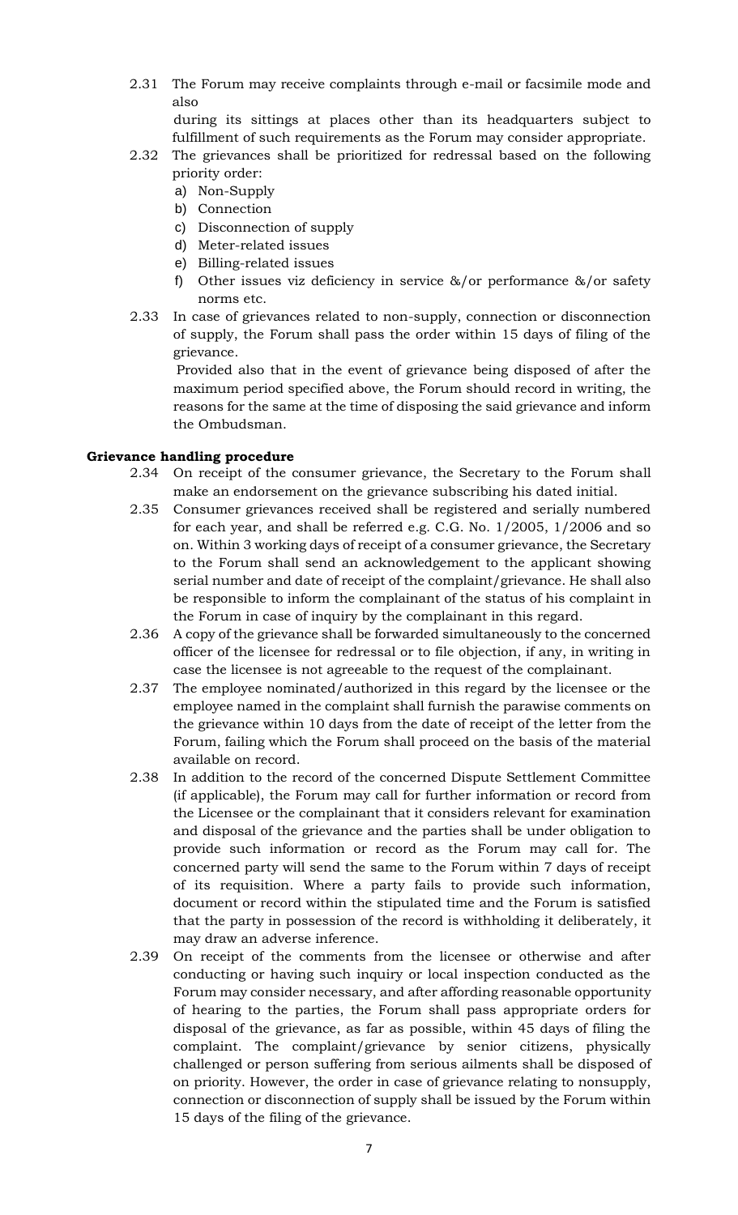2.31 The Forum may receive complaints through e-mail or facsimile mode and also

during its sittings at places other than its headquarters subject to fulfillment of such requirements as the Forum may consider appropriate.

2.32 The grievances shall be prioritized for redressal based on the following priority order:

a) Non-Supply
b) Connection
c) Disconnection of supply
d) Meter-related issues
e) Billing-related issues
f) Other issues viz deficiency in service &/or performance &/or safety norms etc.

2.33 In case of grievances related to non-supply, connection or disconnection of supply, the Forum shall pass the order within 15 days of filing of the grievance.

Provided also that in the event of grievance being disposed of after the maximum period specified above, the Forum should record in writing, the reasons for the same at the time of disposing the said grievance and inform the Ombudsman.

**Grievance handling procedure**

2.34 On receipt of the consumer grievance, the Secretary to the Forum shall make an endorsement on the grievance subscribing his dated initial.

2.35 Consumer grievances received shall be registered and serially numbered for each year, and shall be referred e.g. C.G. No. 1/2005, 1/2006 and so on. Within 3 working days of receipt of a consumer grievance, the Secretary to the Forum shall send an acknowledgement to the applicant showing serial number and date of receipt of the complaint/grievance. He shall also be responsible to inform the complainant of the status of his complaint in the Forum in case of inquiry by the complainant in this regard.

2.36 A copy of the grievance shall be forwarded simultaneously to the concerned officer of the licensee for redressal or to file objection, if any, in writing in case the licensee is not agreeable to the request of the complainant.

2.37 The employee nominated/authorized in this regard by the licensee or the employee named in the complaint shall furnish the parawise comments on the grievance within 10 days from the date of receipt of the letter from the Forum, failing which the Forum shall proceed on the basis of the material available on record.

2.38 In addition to the record of the concerned Dispute Settlement Committee (if applicable), the Forum may call for further information or record from the Licensee or the complainant that it considers relevant for examination and disposal of the grievance and the parties shall be under obligation to provide such information or record as the Forum may call for. The concerned party will send the same to the Forum within 7 days of receipt of its requisition. Where a party fails to provide such information, document or record within the stipulated time and the Forum is satisfied that the party in possession of the record is withholding it deliberately, it may draw an adverse inference.

2.39 On receipt of the comments from the licensee or otherwise and after conducting or having such inquiry or local inspection conducted as the Forum may consider necessary, and after affording reasonable opportunity of hearing to the parties, the Forum shall pass appropriate orders for disposal of the grievance, as far as possible, within 45 days of filing the complaint. The complaint/grievance by senior citizens, physically challenged or person suffering from serious ailments shall be disposed of on priority. However, the order in case of grievance relating to nonsupply, connection or disconnection of supply shall be issued by the Forum within 15 days of the filing of the grievance.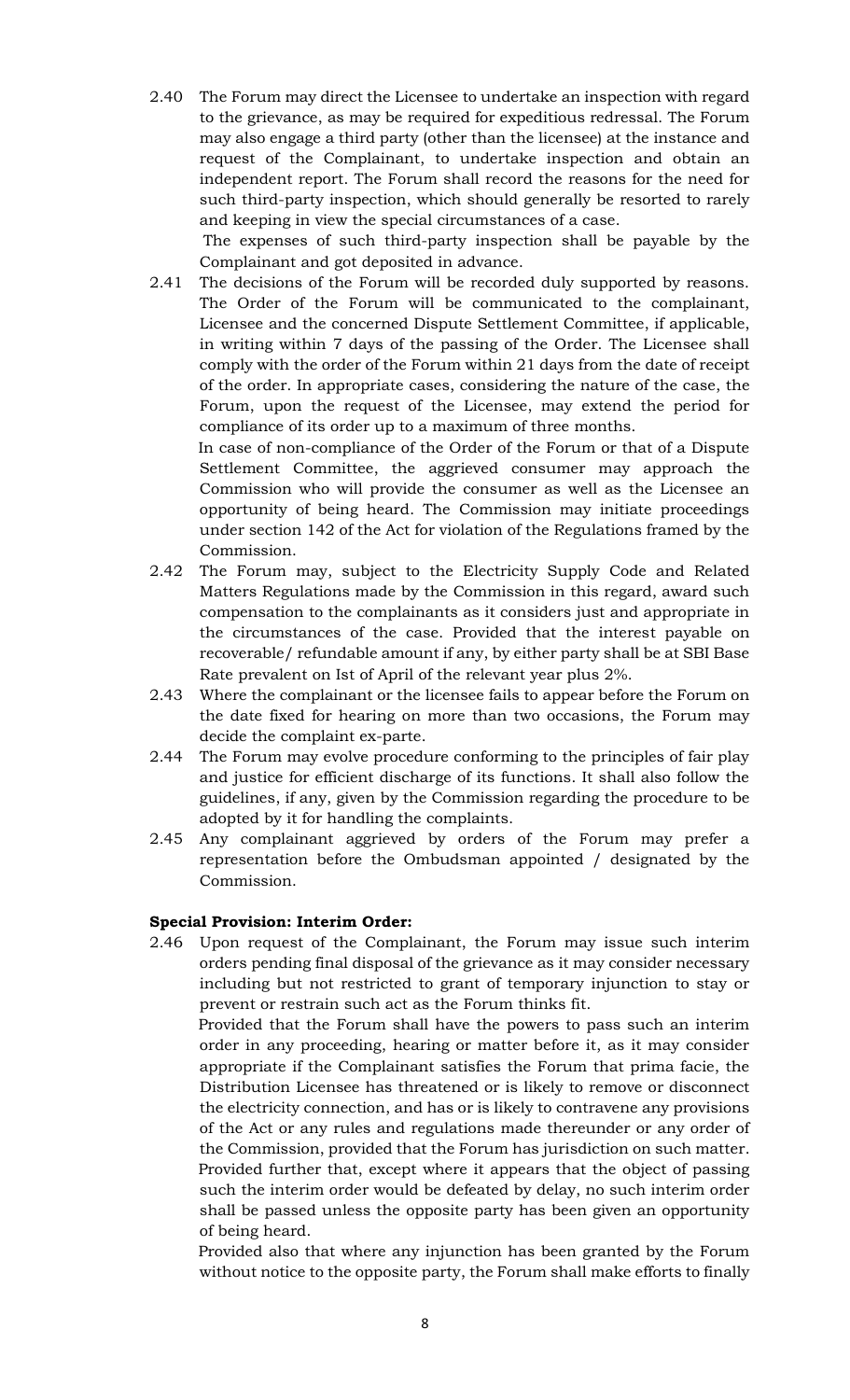2.40 The Forum may direct the Licensee to undertake an inspection with regard to the grievance, as may be required for expeditious redressal. The Forum may also engage a third party (other than the licensee) at the instance and request of the Complainant, to undertake inspection and obtain an independent report. The Forum shall record the reasons for the need for such third-party inspection, which should generally be resorted to rarely and keeping in view the special circumstances of a case.

The expenses of such third-party inspection shall be payable by the Complainant and got deposited in advance.

2.41 The decisions of the Forum will be recorded duly supported by reasons. The Order of the Forum will be communicated to the complainant, Licensee and the concerned Dispute Settlement Committee, if applicable, in writing within 7 days of the passing of the Order. The Licensee shall comply with the order of the Forum within 21 days from the date of receipt of the order. In appropriate cases, considering the nature of the case, the Forum, upon the request of the Licensee, may extend the period for compliance of its order up to a maximum of three months.

In case of non-compliance of the Order of the Forum or that of a Dispute Settlement Committee, the aggrieved consumer may approach the Commission who will provide the consumer as well as the Licensee an opportunity of being heard. The Commission may initiate proceedings under section 142 of the Act for violation of the Regulations framed by the Commission.

2.42 The Forum may, subject to the Electricity Supply Code and Related Matters Regulations made by the Commission in this regard, award such compensation to the complainants as it considers just and appropriate in the circumstances of the case. Provided that the interest payable on recoverable/ refundable amount if any, by either party shall be at SBI Base Rate prevalent on Ist of April of the relevant year plus 2%.

2.43 Where the complainant or the licensee fails to appear before the Forum on the date fixed for hearing on more than two occasions, the Forum may decide the complaint ex-parte.

2.44 The Forum may evolve procedure conforming to the principles of fair play and justice for efficient discharge of its functions. It shall also follow the guidelines, if any, given by the Commission regarding the procedure to be adopted by it for handling the complaints.

2.45 Any complainant aggrieved by orders of the Forum may prefer a representation before the Ombudsman appointed / designated by the Commission.

**Special Provision: Interim Order:**

2.46 Upon request of the Complainant, the Forum may issue such interim orders pending final disposal of the grievance as it may consider necessary including but not restricted to grant of temporary injunction to stay or prevent or restrain such act as the Forum thinks fit.

Provided that the Forum shall have the powers to pass such an interim order in any proceeding, hearing or matter before it, as it may consider appropriate if the Complainant satisfies the Forum that prima facie, the Distribution Licensee has threatened or is likely to remove or disconnect the electricity connection, and has or is likely to contravene any provisions of the Act or any rules and regulations made thereunder or any order of the Commission, provided that the Forum has jurisdiction on such matter.

Provided further that, except where it appears that the object of passing such the interim order would be defeated by delay, no such interim order shall be passed unless the opposite party has been given an opportunity of being heard.

Provided also that where any injunction has been granted by the Forum without notice to the opposite party, the Forum shall make efforts to finally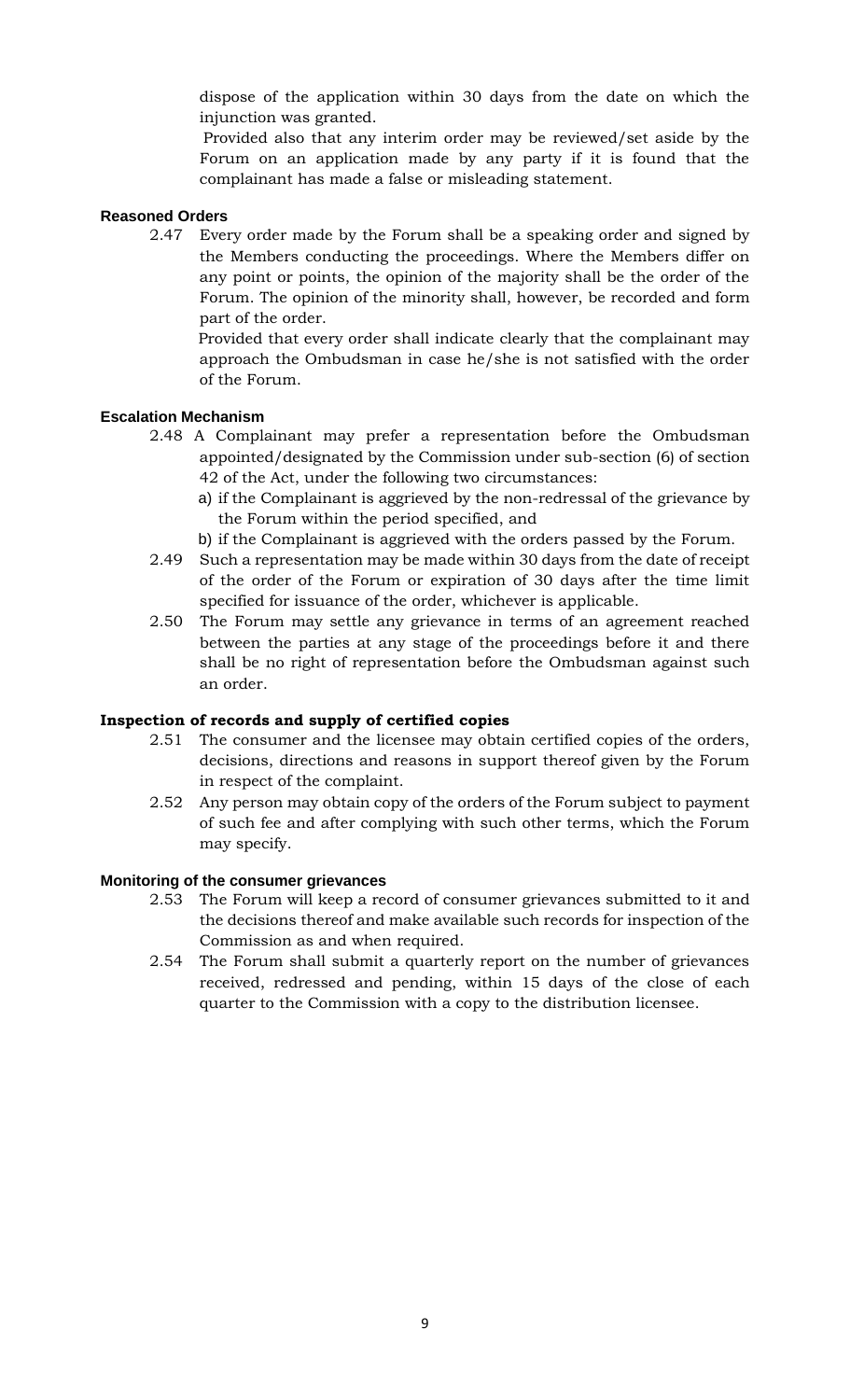dispose of the application within 30 days from the date on which the injunction was granted.

Provided also that any interim order may be reviewed/set aside by the Forum on an application made by any party if it is found that the complainant has made a false or misleading statement.

#### Reasoned Orders

2.47 Every order made by the Forum shall be a speaking order and signed by the Members conducting the proceedings. Where the Members differ on any point or points, the opinion of the majority shall be the order of the Forum. The opinion of the minority shall, however, be recorded and form part of the order.

Provided that every order shall indicate clearly that the complainant may approach the Ombudsman in case he/she is not satisfied with the order of the Forum.

#### Escalation Mechanism

2.48 A Complainant may prefer a representation before the Ombudsman appointed/designated by the Commission under sub-section (6) of section 42 of the Act, under the following two circumstances:

a) if the Complainant is aggrieved by the non-redressal of the grievance by the Forum within the period specified, and

b) if the Complainant is aggrieved with the orders passed by the Forum.

2.49 Such a representation may be made within 30 days from the date of receipt of the order of the Forum or expiration of 30 days after the time limit specified for issuance of the order, whichever is applicable.

2.50 The Forum may settle any grievance in terms of an agreement reached between the parties at any stage of the proceedings before it and there shall be no right of representation before the Ombudsman against such an order.

#### Inspection of records and supply of certified copies

2.51 The consumer and the licensee may obtain certified copies of the orders, decisions, directions and reasons in support thereof given by the Forum in respect of the complaint.

2.52 Any person may obtain copy of the orders of the Forum subject to payment of such fee and after complying with such other terms, which the Forum may specify.

#### Monitoring of the consumer grievances

2.53 The Forum will keep a record of consumer grievances submitted to it and the decisions thereof and make available such records for inspection of the Commission as and when required.

2.54 The Forum shall submit a quarterly report on the number of grievances received, redressed and pending, within 15 days of the close of each quarter to the Commission with a copy to the distribution licensee.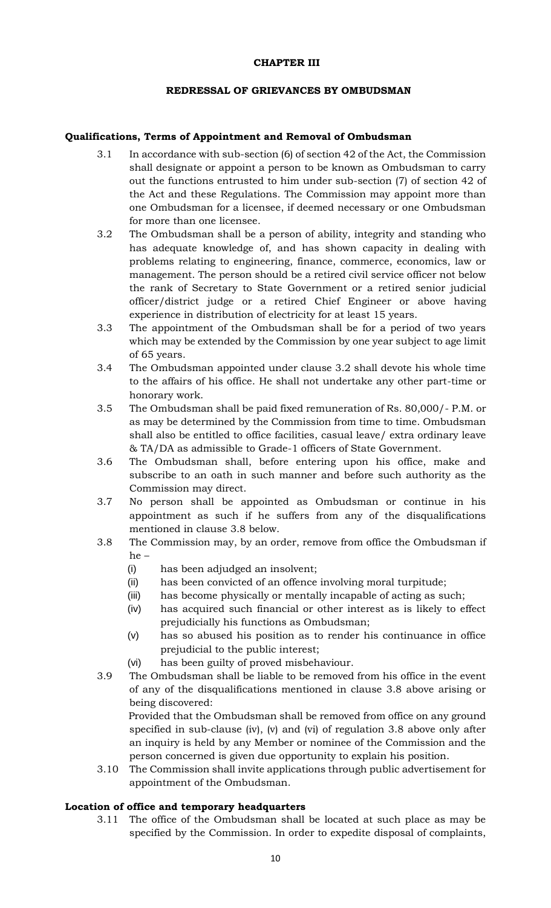# CHAPTER III

## REDRESSAL OF GRIEVANCES BY OMBUDSMAN

### Qualifications, Terms of Appointment and Removal of Ombudsman

3.1 In accordance with sub-section (6) of section 42 of the Act, the Commission shall designate or appoint a person to be known as Ombudsman to carry out the functions entrusted to him under sub-section (7) of section 42 of the Act and these Regulations. The Commission may appoint more than one Ombudsman for a licensee, if deemed necessary or one Ombudsman for more than one licensee.

3.2 The Ombudsman shall be a person of ability, integrity and standing who has adequate knowledge of, and has shown capacity in dealing with problems relating to engineering, finance, commerce, economics, law or management. The person should be a retired civil service officer not below the rank of Secretary to State Government or a retired senior judicial officer/district judge or a retired Chief Engineer or above having experience in distribution of electricity for at least 15 years.

3.3 The appointment of the Ombudsman shall be for a period of two years which may be extended by the Commission by one year subject to age limit of 65 years.

3.4 The Ombudsman appointed under clause 3.2 shall devote his whole time to the affairs of his office. He shall not undertake any other part-time or honorary work.

3.5 The Ombudsman shall be paid fixed remuneration of Rs. 80,000/- P.M. or as may be determined by the Commission from time to time. Ombudsman shall also be entitled to office facilities, casual leave/ extra ordinary leave & TA/DA as admissible to Grade-1 officers of State Government.

3.6 The Ombudsman shall, before entering upon his office, make and subscribe to an oath in such manner and before such authority as the Commission may direct.

3.7 No person shall be appointed as Ombudsman or continue in his appointment as such if he suffers from any of the disqualifications mentioned in clause 3.8 below.

3.8 The Commission may, by an order, remove from office the Ombudsman if he –

   (i) has been adjudged an insolvent;
   (ii) has been convicted of an offence involving moral turpitude;
   (iii) has become physically or mentally incapable of acting as such;
   (iv) has acquired such financial or other interest as is likely to effect prejudicially his functions as Ombudsman;
   (v) has so abused his position as to render his continuance in office prejudicial to the public interest;
   (vi) has been guilty of proved misbehaviour.

3.9 The Ombudsman shall be liable to be removed from his office in the event of any of the disqualifications mentioned in clause 3.8 above arising or being discovered:

Provided that the Ombudsman shall be removed from office on any ground specified in sub-clause (iv), (v) and (vi) of regulation 3.8 above only after an inquiry is held by any Member or nominee of the Commission and the person concerned is given due opportunity to explain his position.

3.10 The Commission shall invite applications through public advertisement for appointment of the Ombudsman.

### Location of office and temporary headquarters

3.11 The office of the Ombudsman shall be located at such place as may be specified by the Commission. In order to expedite disposal of complaints,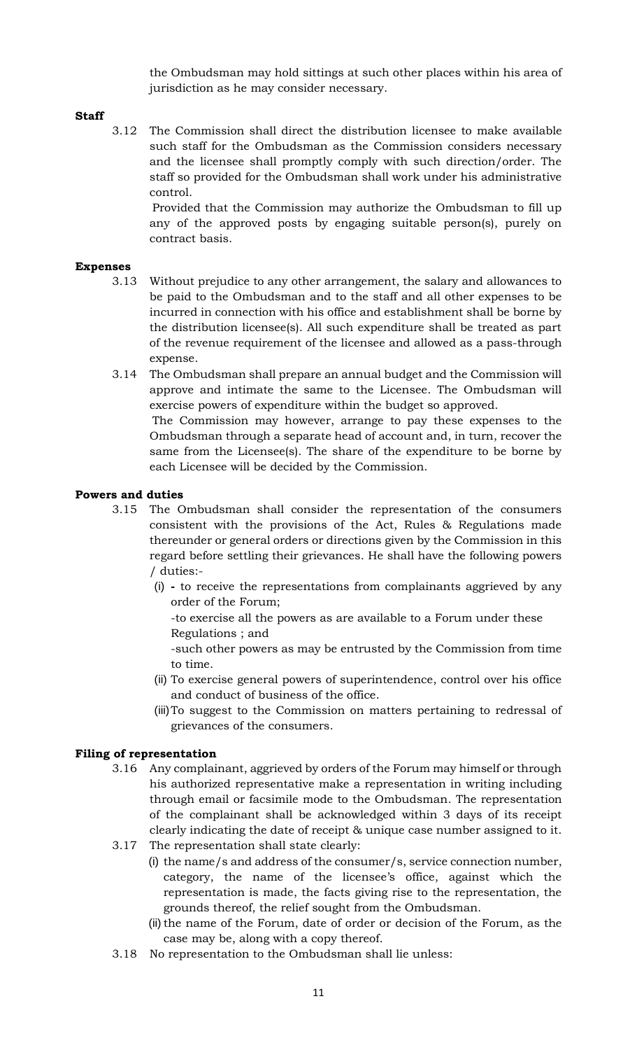the Ombudsman may hold sittings at such other places within his area of jurisdiction as he may consider necessary.

**Staff**

3.12 The Commission shall direct the distribution licensee to make available such staff for the Ombudsman as the Commission considers necessary and the licensee shall promptly comply with such direction/order. The staff so provided for the Ombudsman shall work under his administrative control.

Provided that the Commission may authorize the Ombudsman to fill up any of the approved posts by engaging suitable person(s), purely on contract basis.

**Expenses**

3.13 Without prejudice to any other arrangement, the salary and allowances to be paid to the Ombudsman and to the staff and all other expenses to be incurred in connection with his office and establishment shall be borne by the distribution licensee(s). All such expenditure shall be treated as part of the revenue requirement of the licensee and allowed as a pass-through expense.

3.14 The Ombudsman shall prepare an annual budget and the Commission will approve and intimate the same to the Licensee. The Ombudsman will exercise powers of expenditure within the budget so approved.

The Commission may however, arrange to pay these expenses to the Ombudsman through a separate head of account and, in turn, recover the same from the Licensee(s). The share of the expenditure to be borne by each Licensee will be decided by the Commission.

**Powers and duties**

3.15 The Ombudsman shall consider the representation of the consumers consistent with the provisions of the Act, Rules & Regulations made thereunder or general orders or directions given by the Commission in this regard before settling their grievances. He shall have the following powers / duties:-

(i) - to receive the representations from complainants aggrieved by any order of the Forum;

-to exercise all the powers as are available to a Forum under these Regulations ; and

-such other powers as may be entrusted by the Commission from time to time.

(ii) To exercise general powers of superintendence, control over his office and conduct of business of the office.

(iii) To suggest to the Commission on matters pertaining to redressal of grievances of the consumers.

**Filing of representation**

3.16 Any complainant, aggrieved by orders of the Forum may himself or through his authorized representative make a representation in writing including through email or facsimile mode to the Ombudsman. The representation of the complainant shall be acknowledged within 3 days of its receipt clearly indicating the date of receipt & unique case number assigned to it.

3.17 The representation shall state clearly:

(i) the name/s and address of the consumer/s, service connection number, category, the name of the licensee's office, against which the representation is made, the facts giving rise to the representation, the grounds thereof, the relief sought from the Ombudsman.

(ii) the name of the Forum, date of order or decision of the Forum, as the case may be, along with a copy thereof.

3.18 No representation to the Ombudsman shall lie unless: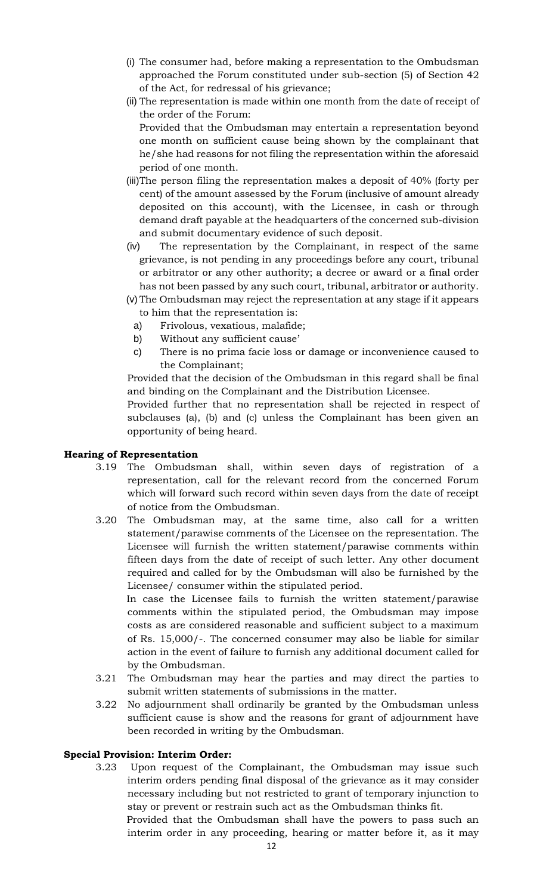(i) The consumer had, before making a representation to the Ombudsman approached the Forum constituted under sub-section (5) of Section 42 of the Act, for redressal of his grievance;

(ii) The representation is made within one month from the date of receipt of the order of the Forum:

Provided that the Ombudsman may entertain a representation beyond one month on sufficient cause being shown by the complainant that he/she had reasons for not filing the representation within the aforesaid period of one month.

(iii) The person filing the representation makes a deposit of 40% (forty per cent) of the amount assessed by the Forum (inclusive of amount already deposited on this account), with the Licensee, in cash or through demand draft payable at the headquarters of the concerned sub-division and submit documentary evidence of such deposit.

(iv) The representation by the Complainant, in respect of the same grievance, is not pending in any proceedings before any court, tribunal or arbitrator or any other authority; a decree or award or a final order has not been passed by any such court, tribunal, arbitrator or authority.

(v) The Ombudsman may reject the representation at any stage if it appears to him that the representation is:

a) Frivolous, vexatious, malafide;
b) Without any sufficient cause'
c) There is no prima facie loss or damage or inconvenience caused to the Complainant;

Provided that the decision of the Ombudsman in this regard shall be final and binding on the Complainant and the Distribution Licensee.

Provided further that no representation shall be rejected in respect of subclauses (a), (b) and (c) unless the Complainant has been given an opportunity of being heard.

**Hearing of Representation**

3.19 The Ombudsman shall, within seven days of registration of a representation, call for the relevant record from the concerned Forum which will forward such record within seven days from the date of receipt of notice from the Ombudsman.

3.20 The Ombudsman may, at the same time, also call for a written statement/parawise comments of the Licensee on the representation. The Licensee will furnish the written statement/parawise comments within fifteen days from the date of receipt of such letter. Any other document required and called for by the Ombudsman will also be furnished by the Licensee/ consumer within the stipulated period.

In case the Licensee fails to furnish the written statement/parawise comments within the stipulated period, the Ombudsman may impose costs as are considered reasonable and sufficient subject to a maximum of Rs. 15,000/-. The concerned consumer may also be liable for similar action in the event of failure to furnish any additional document called for by the Ombudsman.

3.21 The Ombudsman may hear the parties and may direct the parties to submit written statements of submissions in the matter.

3.22 No adjournment shall ordinarily be granted by the Ombudsman unless sufficient cause is show and the reasons for grant of adjournment have been recorded in writing by the Ombudsman.

**Special Provision: Interim Order:**

3.23 Upon request of the Complainant, the Ombudsman may issue such interim orders pending final disposal of the grievance as it may consider necessary including but not restricted to grant of temporary injunction to stay or prevent or restrain such act as the Ombudsman thinks fit.

Provided that the Ombudsman shall have the powers to pass such an interim order in any proceeding, hearing or matter before it, as it may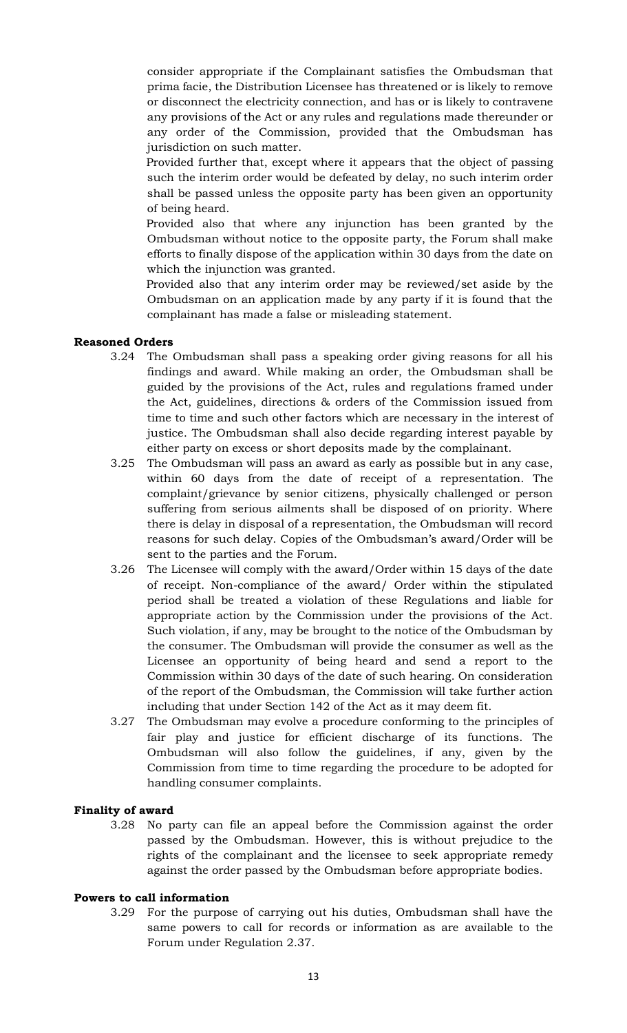consider appropriate if the Complainant satisfies the Ombudsman that prima facie, the Distribution Licensee has threatened or is likely to remove or disconnect the electricity connection, and has or is likely to contravene any provisions of the Act or any rules and regulations made thereunder or any order of the Commission, provided that the Ombudsman has jurisdiction on such matter.

Provided further that, except where it appears that the object of passing such the interim order would be defeated by delay, no such interim order shall be passed unless the opposite party has been given an opportunity of being heard.

Provided also that where any injunction has been granted by the Ombudsman without notice to the opposite party, the Forum shall make efforts to finally dispose of the application within 30 days from the date on which the injunction was granted.

Provided also that any interim order may be reviewed/set aside by the Ombudsman on an application made by any party if it is found that the complainant has made a false or misleading statement.

**Reasoned Orders**

3.24 The Ombudsman shall pass a speaking order giving reasons for all his findings and award. While making an order, the Ombudsman shall be guided by the provisions of the Act, rules and regulations framed under the Act, guidelines, directions & orders of the Commission issued from time to time and such other factors which are necessary in the interest of justice. The Ombudsman shall also decide regarding interest payable by either party on excess or short deposits made by the complainant.

3.25 The Ombudsman will pass an award as early as possible but in any case, within 60 days from the date of receipt of a representation. The complaint/grievance by senior citizens, physically challenged or person suffering from serious ailments shall be disposed of on priority. Where there is delay in disposal of a representation, the Ombudsman will record reasons for such delay. Copies of the Ombudsman's award/Order will be sent to the parties and the Forum.

3.26 The Licensee will comply with the award/Order within 15 days of the date of receipt. Non-compliance of the award/ Order within the stipulated period shall be treated a violation of these Regulations and liable for appropriate action by the Commission under the provisions of the Act. Such violation, if any, may be brought to the notice of the Ombudsman by the consumer. The Ombudsman will provide the consumer as well as the Licensee an opportunity of being heard and send a report to the Commission within 30 days of the date of such hearing. On consideration of the report of the Ombudsman, the Commission will take further action including that under Section 142 of the Act as it may deem fit.

3.27 The Ombudsman may evolve a procedure conforming to the principles of fair play and justice for efficient discharge of its functions. The Ombudsman will also follow the guidelines, if any, given by the Commission from time to time regarding the procedure to be adopted for handling consumer complaints.

**Finality of award**

3.28 No party can file an appeal before the Commission against the order passed by the Ombudsman. However, this is without prejudice to the rights of the complainant and the licensee to seek appropriate remedy against the order passed by the Ombudsman before appropriate bodies.

**Powers to call information**

3.29 For the purpose of carrying out his duties, Ombudsman shall have the same powers to call for records or information as are available to the Forum under Regulation 2.37.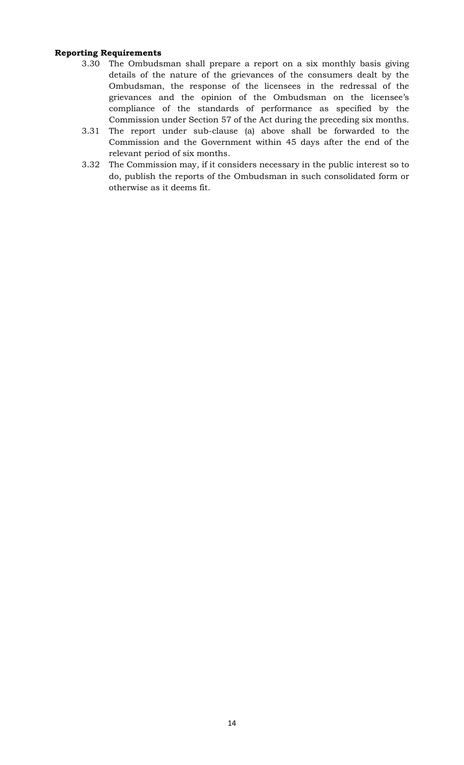**Reporting Requirements**

3.30 The Ombudsman shall prepare a report on a six monthly basis giving details of the nature of the grievances of the consumers dealt by the Ombudsman, the response of the licensees in the redressal of the grievances and the opinion of the Ombudsman on the licensee's compliance of the standards of performance as specified by the Commission under Section 57 of the Act during the preceding six months.

3.31 The report under sub-clause (a) above shall be forwarded to the Commission and the Government within 45 days after the end of the relevant period of six months.

3.32 The Commission may, if it considers necessary in the public interest so to do, publish the reports of the Ombudsman in such consolidated form or otherwise as it deems fit.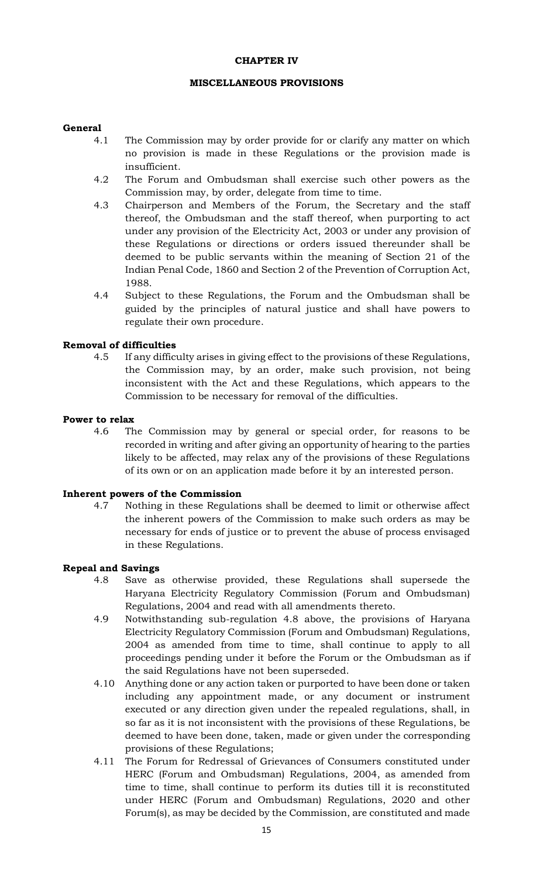# CHAPTER IV

## MISCELLANEOUS PROVISIONS

**General**

4.1 The Commission may by order provide for or clarify any matter on which no provision is made in these Regulations or the provision made is insufficient.

4.2 The Forum and Ombudsman shall exercise such other powers as the Commission may, by order, delegate from time to time.

4.3 Chairperson and Members of the Forum, the Secretary and the staff thereof, the Ombudsman and the staff thereof, when purporting to act under any provision of the Electricity Act, 2003 or under any provision of these Regulations or directions or orders issued thereunder shall be deemed to be public servants within the meaning of Section 21 of the Indian Penal Code, 1860 and Section 2 of the Prevention of Corruption Act, 1988.

4.4 Subject to these Regulations, the Forum and the Ombudsman shall be guided by the principles of natural justice and shall have powers to regulate their own procedure.

**Removal of difficulties**

4.5 If any difficulty arises in giving effect to the provisions of these Regulations, the Commission may, by an order, make such provision, not being inconsistent with the Act and these Regulations, which appears to the Commission to be necessary for removal of the difficulties.

**Power to relax**

4.6 The Commission may by general or special order, for reasons to be recorded in writing and after giving an opportunity of hearing to the parties likely to be affected, may relax any of the provisions of these Regulations of its own or on an application made before it by an interested person.

**Inherent powers of the Commission**

4.7 Nothing in these Regulations shall be deemed to limit or otherwise affect the inherent powers of the Commission to make such orders as may be necessary for ends of justice or to prevent the abuse of process envisaged in these Regulations.

**Repeal and Savings**

4.8 Save as otherwise provided, these Regulations shall supersede the Haryana Electricity Regulatory Commission (Forum and Ombudsman) Regulations, 2004 and read with all amendments thereto.

4.9 Notwithstanding sub-regulation 4.8 above, the provisions of Haryana Electricity Regulatory Commission (Forum and Ombudsman) Regulations, 2004 as amended from time to time, shall continue to apply to all proceedings pending under it before the Forum or the Ombudsman as if the said Regulations have not been superseded.

4.10 Anything done or any action taken or purported to have been done or taken including any appointment made, or any document or instrument executed or any direction given under the repealed regulations, shall, in so far as it is not inconsistent with the provisions of these Regulations, be deemed to have been done, taken, made or given under the corresponding provisions of these Regulations;

4.11 The Forum for Redressal of Grievances of Consumers constituted under HERC (Forum and Ombudsman) Regulations, 2004, as amended from time to time, shall continue to perform its duties till it is reconstituted under HERC (Forum and Ombudsman) Regulations, 2020 and other Forum(s), as may be decided by the Commission, are constituted and made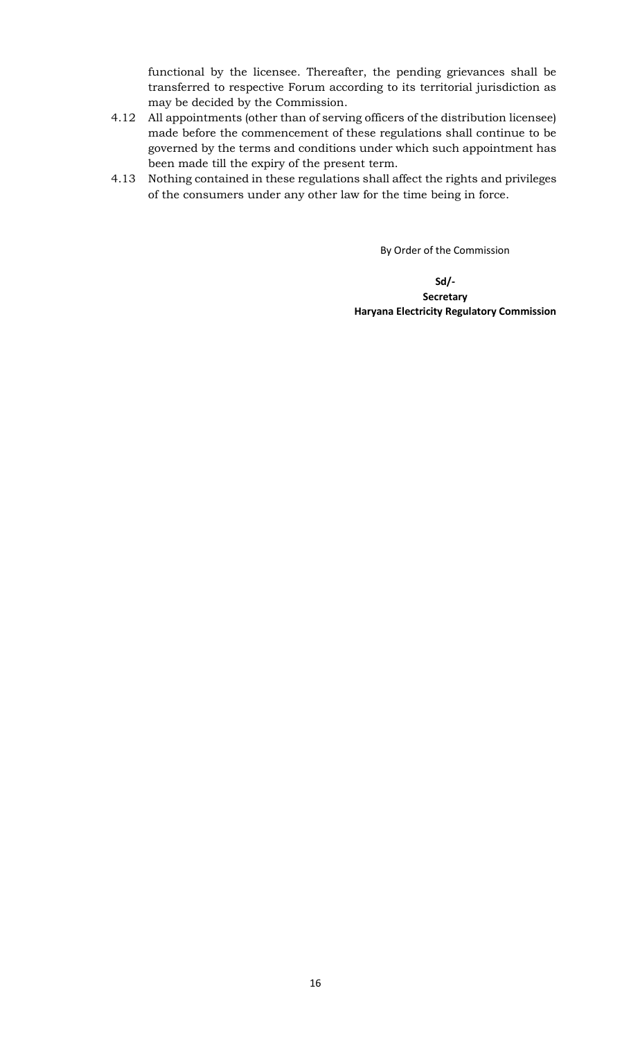functional by the licensee. Thereafter, the pending grievances shall be transferred to respective Forum according to its territorial jurisdiction as may be decided by the Commission.

4.12 All appointments (other than of serving officers of the distribution licensee) made before the commencement of these regulations shall continue to be governed by the terms and conditions under which such appointment has been made till the expiry of the present term.

4.13 Nothing contained in these regulations shall affect the rights and privileges of the consumers under any other law for the time being in force.

By Order of the Commission

**Sd/-**
**Secretary**
**Haryana Electricity Regulatory Commission**